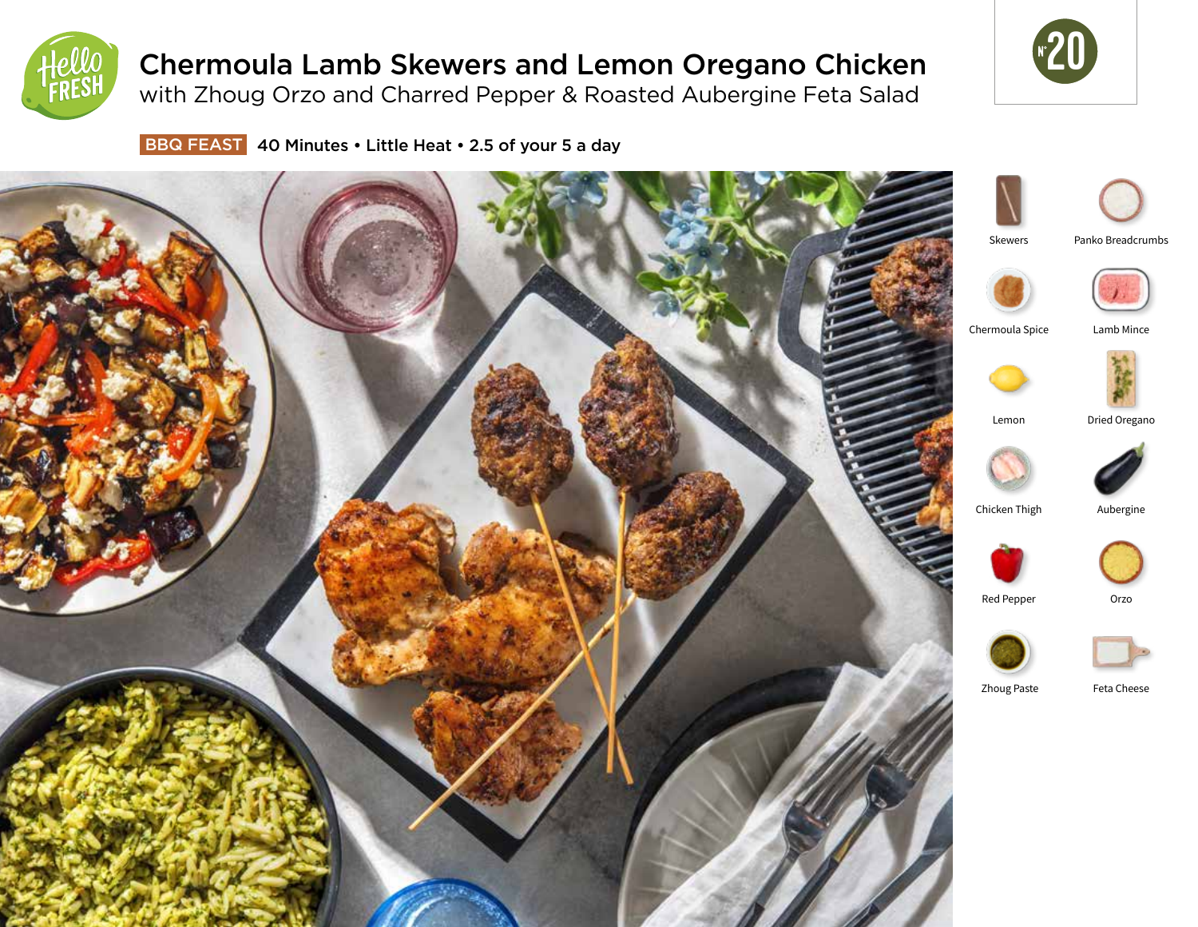# Chermoula Lamb Skewers and Lemon Oregano Chicken

## with Zhoug Orzo and Charred Pepper & Roasted Aubergine Feta Salad

N° 20

**BBQ FEAST** 40 Minutes • Little Heat • 2.5 of your 5 a day

- Skewers
- Panko Breadcrumbs
- Chermoula Spice
- Lamb Mince
- Lemon
- Dried Oregano
- Chicken Thigh
- Aubergine
- Red Pepper
- Orzo
- Zhoug Paste
- Feta Cheese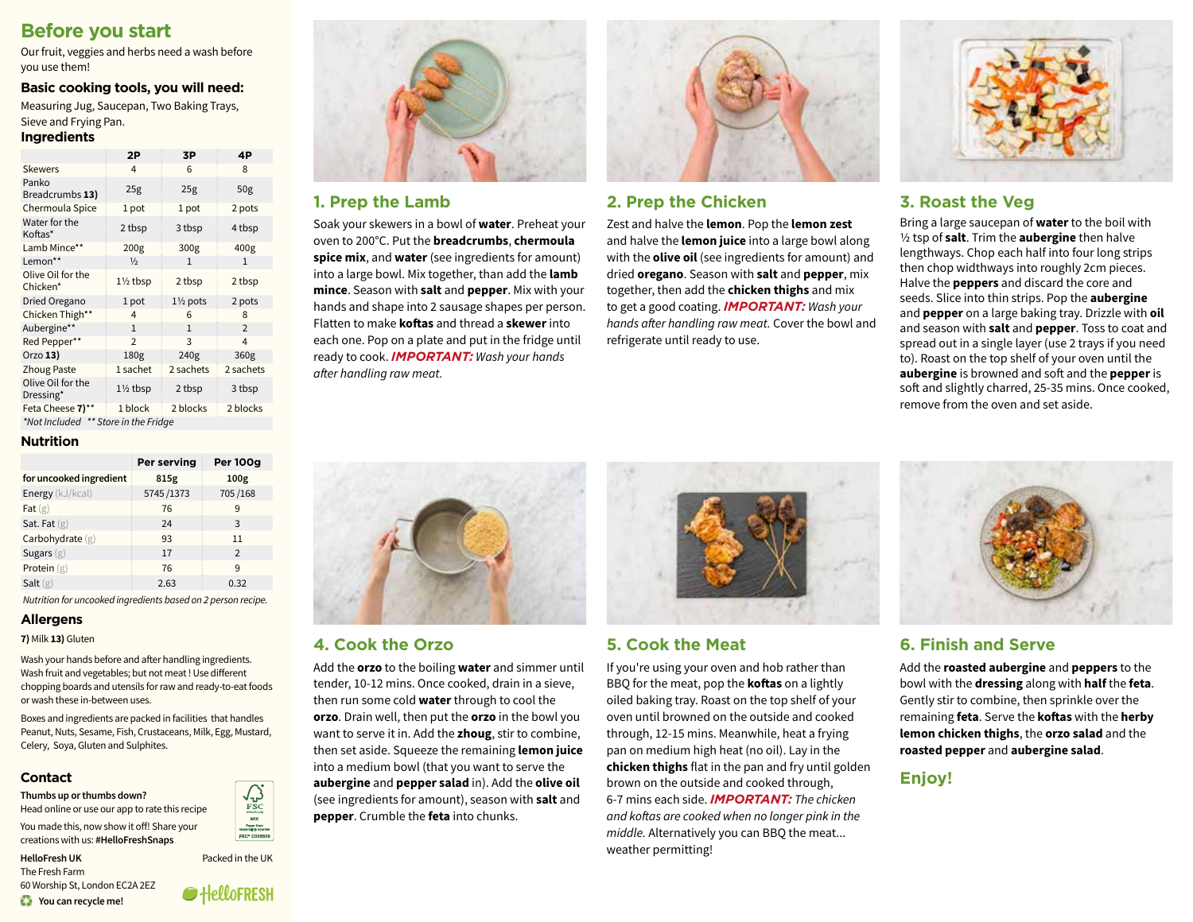## Before you start

Our fruit, veggies and herbs need a wash before you use them!

### Basic cooking tools, you will need:

Measuring Jug, Saucepan, Two Baking Trays, Sieve and Frying Pan.

### Ingredients

| | 2P | 3P | 4P |
|---|---|---|---|
| Skewers | 4 | 6 | 8 |
| Panko Breadcrumbs 13) | 25g | 25g | 50g |
| Chermoula Spice | 1 pot | 1 pot | 2 pots |
| Water for the Koftas* | 2 tbsp | 3 tbsp | 4 tbsp |
| Lamb Mince** | 200g | 300g | 400g |
| Lemon** | ½ | 1 | 1 |
| Olive Oil for the Chicken* | 1½ tbsp | 2 tbsp | 2 tbsp |
| Dried Oregano | 1 pot | 1½ pots | 2 pots |
| Chicken Thigh** | 4 | 6 | 8 |
| Aubergine** | 1 | 1 | 2 |
| Red Pepper** | 2 | 3 | 4 |
| Orzo 13) | 180g | 240g | 360g |
| Zhoug Paste | 1 sachet | 2 sachets | 2 sachets |
| Olive Oil for the Dressing* | 1½ tbsp | 2 tbsp | 3 tbsp |
| Feta Cheese 7)** | 1 block | 2 blocks | 2 blocks |

*Not Included ** Store in the Fridge

### Nutrition

| | Per serving | Per 100g |
|---|---|---|
| for uncooked ingredient | 815g | 100g |
| Energy (kJ/kcal) | 5745 /1373 | 705 /168 |
| Fat (g) | 76 | 9 |
| Sat. Fat (g) | 24 | 3 |
| Carbohydrate (g) | 93 | 11 |
| Sugars (g) | 17 | 2 |
| Protein (g) | 76 | 9 |
| Salt (g) | 2.63 | 0.32 |

*Nutrition for uncooked ingredients based on 2 person recipe.*

### Allergens

**7)** Milk **13)** Gluten

Wash your hands before and after handling ingredients. Wash fruit and vegetables; but not meat ! Use different chopping boards and utensils for raw and ready-to-eat foods or wash these in-between uses.

Boxes and ingredients are packed in facilities that handles Peanut, Nuts, Sesame, Fish, Crustaceans, Milk, Egg, Mustard, Celery, Soya, Gluten and Sulphites.

### Contact

**Thumbs up or thumbs down?**
Head online or use our app to rate this recipe

You made this, now show it off! Share your creations with us: **#HelloFreshSnaps**

**HelloFresh UK**
The Fresh Farm
60 Worship St, London EC2A 2EZ

Packed in the UK

**You can recycle me!**

## 1. Prep the Lamb

Soak your skewers in a bowl of **water**. Preheat your oven to 200°C. Put the **breadcrumbs**, **chermoula spice mix**, and **water** (see ingredients for amount) into a large bowl. Mix together, than add the **lamb mince**. Season with **salt** and **pepper**. Mix with your hands and shape into 2 sausage shapes per person. Flatten to make **koftas** and thread a **skewer** into each one. Pop on a plate and put in the fridge until ready to cook. ***IMPORTANT:*** *Wash your hands after handling raw meat.*

## 2. Prep the Chicken

Zest and halve the **lemon**. Pop the **lemon zest** and halve the **lemon juice** into a large bowl along with the **olive oil** (see ingredients for amount) and dried **oregano**. Season with **salt** and **pepper**, mix together, then add the **chicken thighs** and mix to get a good coating. ***IMPORTANT:*** *Wash your hands after handling raw meat.* Cover the bowl and refrigerate until ready to use.

## 3. Roast the Veg

Bring a large saucepan of **water** to the boil with ½ tsp of **salt**. Trim the **aubergine** then halve lengthways. Chop each half into four long strips then chop widthways into roughly 2cm pieces. Halve the **peppers** and discard the core and seeds. Slice into thin strips. Pop the **aubergine** and **pepper** on a large baking tray. Drizzle with **oil** and season with **salt** and **pepper**. Toss to coat and spread out in a single layer (use 2 trays if you need to). Roast on the top shelf of your oven until the **aubergine** is browned and soft and the **pepper** is soft and slightly charred, 25-35 mins. Once cooked, remove from the oven and set aside.

## 4. Cook the Orzo

Add the **orzo** to the boiling **water** and simmer until tender, 10-12 mins. Once cooked, drain in a sieve, then run some cold **water** through to cool the **orzo**. Drain well, then put the **orzo** in the bowl you want to serve it in. Add the **zhoug**, stir to combine, then set aside. Squeeze the remaining **lemon juice** into a medium bowl (that you want to serve the **aubergine** and **pepper salad** in). Add the **olive oil** (see ingredients for amount), season with **salt** and **pepper**. Crumble the **feta** into chunks.

## 5. Cook the Meat

If you're using your oven and hob rather than BBQ for the meat, pop the **koftas** on a lightly oiled baking tray. Roast on the top shelf of your oven until browned on the outside and cooked through, 12-15 mins. Meanwhile, heat a frying pan on medium high heat (no oil). Lay in the **chicken thighs** flat in the pan and fry until golden brown on the outside and cooked through, 6-7 mins each side. ***IMPORTANT:*** *The chicken and koftas are cooked when no longer pink in the middle.* Alternatively you can BBQ the meat... weather permitting!

## 6. Finish and Serve

Add the **roasted aubergine** and **peppers** to the bowl with the **dressing** along with **half** the **feta**. Gently stir to combine, then sprinkle over the remaining **feta**. Serve the **koftas** with the **herby lemon chicken thighs**, the **orzo salad** and the **roasted pepper** and **aubergine salad**.

**Enjoy!**